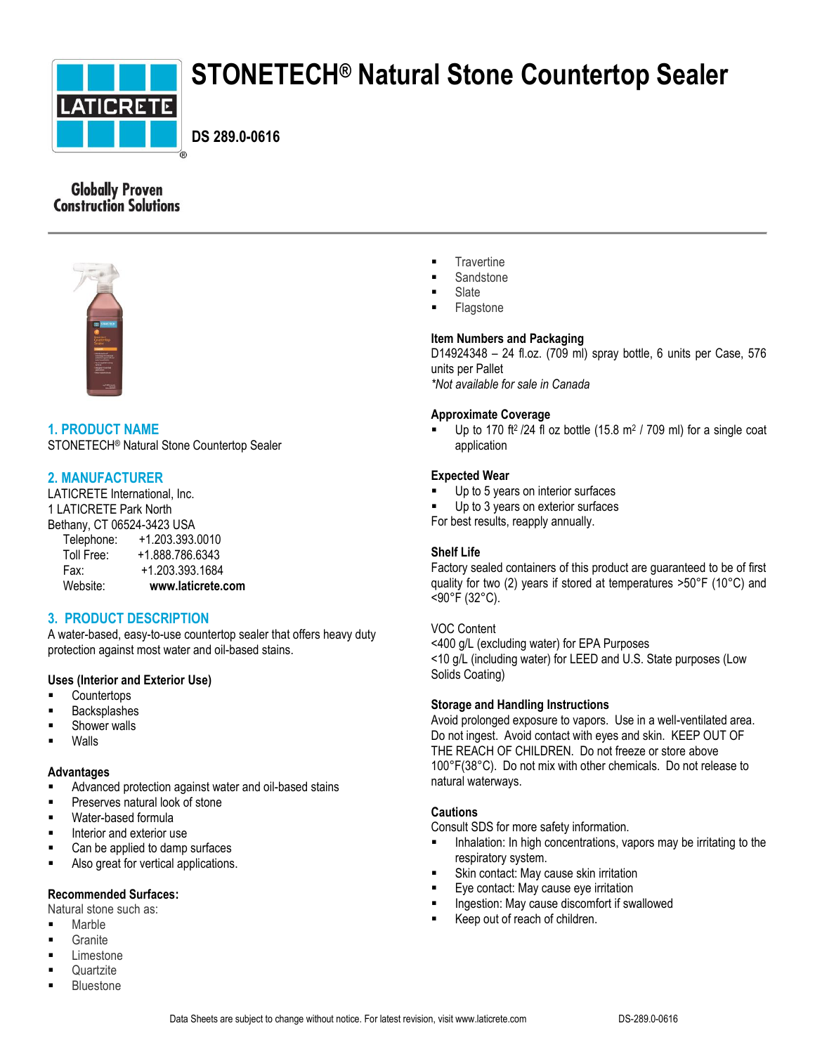# STONETECH® Natural Stone Countertop Sealer

**DS 289.0-0616**

Globally Proven Construction Solutions

## 1. PRODUCT NAME

STONETECH® Natural Stone Countertop Sealer

## 2. MANUFACTURER

LATICRETE International, Inc.
1 LATICRETE Park North
Bethany, CT 06524-3423 USA

Telephone: +1.203.393.0010
Toll Free: +1.888.786.6343
Fax: +1.203.393.1684
Website: **www.laticrete.com**

## 3. PRODUCT DESCRIPTION

A water-based, easy-to-use countertop sealer that offers heavy duty protection against most water and oil-based stains.

### Uses (Interior and Exterior Use)

- Countertops
- Backsplashes
- Shower walls
- Walls

### Advantages

- Advanced protection against water and oil-based stains
- Preserves natural look of stone
- Water-based formula
- Interior and exterior use
- Can be applied to damp surfaces
- Also great for vertical applications.

### Recommended Surfaces:

Natural stone such as:

- Marble
- Granite
- Limestone
- Quartzite
- Bluestone
- Travertine
- Sandstone
- Slate
- Flagstone

### Item Numbers and Packaging

D14924348 – 24 fl.oz. (709 ml) spray bottle, 6 units per Case, 576 units per Pallet

*\*Not available for sale in Canada*

### Approximate Coverage

- Up to 170 ft$^2$ /24 fl oz bottle (15.8 m$^2$ / 709 ml) for a single coat application

### Expected Wear

- Up to 5 years on interior surfaces
- Up to 3 years on exterior surfaces

For best results, reapply annually.

### Shelf Life

Factory sealed containers of this product are guaranteed to be of first quality for two (2) years if stored at temperatures >50°F (10°C) and <90°F (32°C).

VOC Content

<400 g/L (excluding water) for EPA Purposes
<10 g/L (including water) for LEED and U.S. State purposes (Low Solids Coating)

### Storage and Handling Instructions

Avoid prolonged exposure to vapors. Use in a well-ventilated area. Do not ingest. Avoid contact with eyes and skin. KEEP OUT OF THE REACH OF CHILDREN. Do not freeze or store above 100°F(38°C). Do not mix with other chemicals. Do not release to natural waterways.

### Cautions

Consult SDS for more safety information.

- Inhalation: In high concentrations, vapors may be irritating to the respiratory system.
- Skin contact: May cause skin irritation
- Eye contact: May cause eye irritation
- Ingestion: May cause discomfort if swallowed
- Keep out of reach of children.

Data Sheets are subject to change without notice. For latest revision, visit www.laticrete.com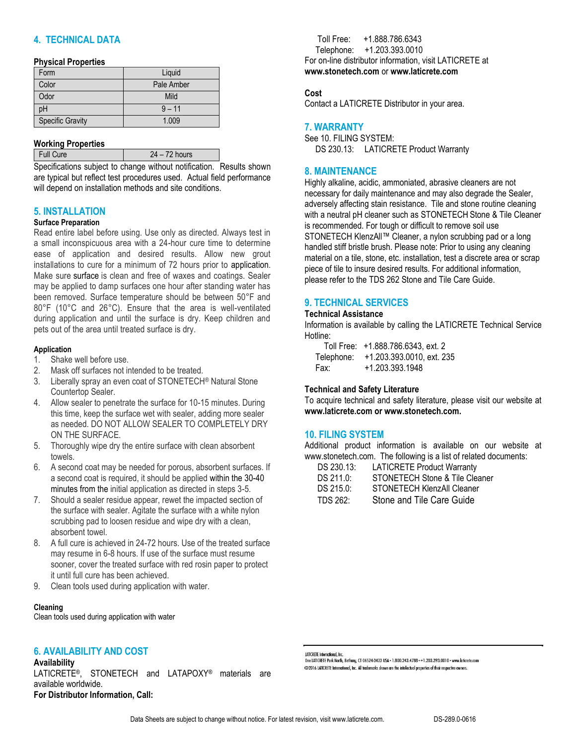## 4. TECHNICAL DATA

**Physical Properties**

| | |
|---|---|
| Form | Liquid |
| Color | Pale Amber |
| Odor | Mild |
| pH | 9 – 11 |
| Specific Gravity | 1.009 |

**Working Properties**

| | |
|---|---|
| Full Cure | 24 – 72 hours |

Specifications subject to change without notification. Results shown are typical but reflect test procedures used. Actual field performance will depend on installation methods and site conditions.

## 5. INSTALLATION

**Surface Preparation**

Read entire label before using. Use only as directed. Always test in a small inconspicuous area with a 24-hour cure time to determine ease of application and desired results. Allow new grout installations to cure for a minimum of 72 hours prior to application. Make sure surface is clean and free of waxes and coatings. Sealer may be applied to damp surfaces one hour after standing water has been removed. Surface temperature should be between 50°F and 80°F (10°C and 26°C). Ensure that the area is well-ventilated during application and until the surface is dry. Keep children and pets out of the area until treated surface is dry.

**Application**

1. Shake well before use.
2. Mask off surfaces not intended to be treated.
3. Liberally spray an even coat of STONETECH® Natural Stone Countertop Sealer.
4. Allow sealer to penetrate the surface for 10-15 minutes. During this time, keep the surface wet with sealer, adding more sealer as needed. DO NOT ALLOW SEALER TO COMPLETELY DRY ON THE SURFACE.
5. Thoroughly wipe dry the entire surface with clean absorbent towels.
6. A second coat may be needed for porous, absorbent surfaces. If a second coat is required, it should be applied within the 30-40 minutes from the initial application as directed in steps 3-5.
7. Should a sealer residue appear, rewet the impacted section of the surface with sealer. Agitate the surface with a white nylon scrubbing pad to loosen residue and wipe dry with a clean, absorbent towel.
8. A full cure is achieved in 24-72 hours. Use of the treated surface may resume in 6-8 hours. If use of the surface must resume sooner, cover the treated surface with red rosin paper to protect it until full cure has been achieved.
9. Clean tools used during application with water.

**Cleaning**

Clean tools used during application with water

## 6. AVAILABILITY AND COST

**Availability**

LATICRETE®, STONETECH and LATAPOXY® materials are available worldwide.

**For Distributor Information, Call:**

Toll Free: +1.888.786.6343
Telephone: +1.203.393.0010

For on-line distributor information, visit LATICRETE at **www.stonetech.com** or **www.laticrete.com**

**Cost**

Contact a LATICRETE Distributor in your area.

## 7. WARRANTY

See 10. FILING SYSTEM:
DS 230.13: LATICRETE Product Warranty

## 8. MAINTENANCE

Highly alkaline, acidic, ammoniated, abrasive cleaners are not necessary for daily maintenance and may also degrade the Sealer, adversely affecting stain resistance. Tile and stone routine cleaning with a neutral pH cleaner such as STONETECH Stone & Tile Cleaner is recommended. For tough or difficult to remove soil use STONETECH KlenzAll™ Cleaner, a nylon scrubbing pad or a long handled stiff bristle brush. Please note: Prior to using any cleaning material on a tile, stone, etc. installation, test a discrete area or scrap piece of tile to insure desired results. For additional information, please refer to the TDS 262 Stone and Tile Care Guide.

## 9. TECHNICAL SERVICES

**Technical Assistance**

Information is available by calling the LATICRETE Technical Service Hotline:

Toll Free: +1.888.786.6343, ext. 2
Telephone: +1.203.393.0010, ext. 235
Fax: +1.203.393.1948

**Technical and Safety Literature**

To acquire technical and safety literature, please visit our website at **www.laticrete.com or www.stonetech.com.**

## 10. FILING SYSTEM

Additional product information is available on our website at www.stonetech.com. The following is a list of related documents:

DS 230.13: LATICRETE Product Warranty
DS 211.0: STONETECH Stone & Tile Cleaner
DS 215.0: STONETECH KlenzAll Cleaner
TDS 262: Stone and Tile Care Guide

LATICRETE International, Inc.
One LATICRETE Park North, Bethany, CT 06524-3423 USA • 1.800.243.4788 • +1.203.393.0010 • www.laticrete.com
©2016 LATICRETE International, Inc. All trademarks shown are the intellectual properties of their respective owners.

Data Sheets are subject to change without notice. For latest revision, visit www.laticrete.com. DS-289.0-0616